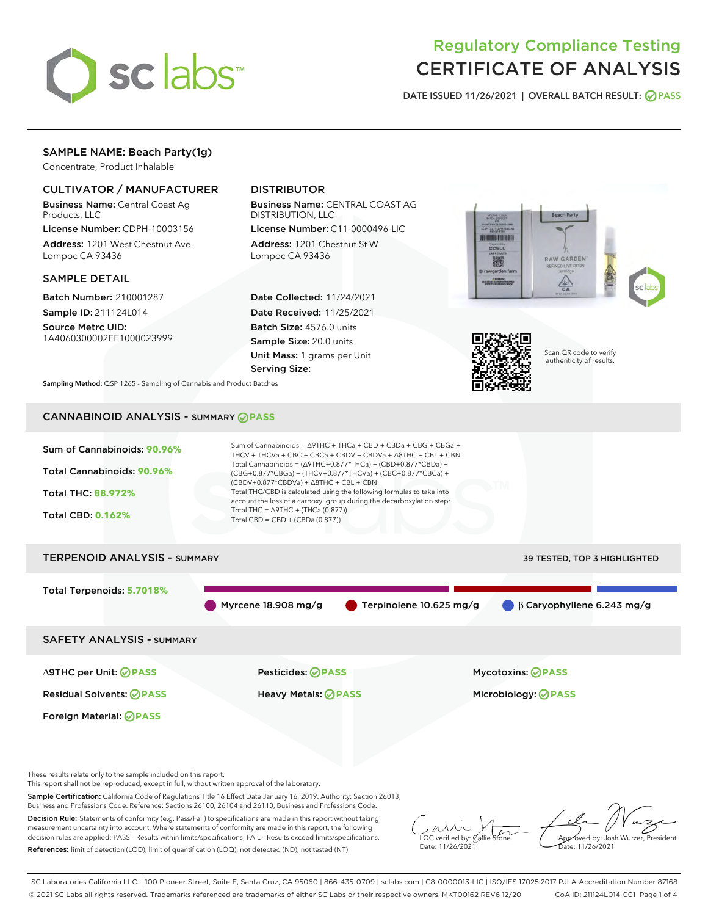# Regulatory Compliance Testing
# CERTIFICATE OF ANALYSIS

DATE ISSUED 11/26/2021 | OVERALL BATCH RESULT: PASS

## SAMPLE NAME: Beach Party(1g)

Concentrate, Product Inhalable

### CULTIVATOR / MANUFACTURER

**Business Name:** Central Coast Ag Products, LLC

**License Number:** CDPH-10003156

**Address:** 1201 West Chestnut Ave. Lompoc CA 93436

### DISTRIBUTOR

**Business Name:** CENTRAL COAST AG DISTRIBUTION, LLC

**License Number:** C11-0000496-LIC

**Address:** 1201 Chestnut St W Lompoc CA 93436

### SAMPLE DETAIL

**Batch Number:** 210001287

**Sample ID:** 211124L014

**Source Metrc UID:** 1A4060300002EE1000023999

**Date Collected:** 11/24/2021

**Date Received:** 11/25/2021

**Batch Size:** 4576.0 units

**Sample Size:** 20.0 units

**Unit Mass:** 1 grams per Unit

**Serving Size:**

Scan QR code to verify authenticity of results.

**Sampling Method:** QSP 1265 - Sampling of Cannabis and Product Batches

## CANNABINOID ANALYSIS - SUMMARY PASS

**Sum of Cannabinoids:** 90.96%

**Total Cannabinoids:** 90.96%

**Total THC:** 88.972%

**Total CBD:** 0.162%

Sum of Cannabinoids = Δ9THC + THCa + CBD + CBDa + CBG + CBGa + THCV + THCVa + CBC + CBCa + CBDV + CBDVa + Δ8THC + CBL + CBN

Total Cannabinoids = (Δ9THC+0.877*THCa) + (CBD+0.877*CBDa) + (CBG+0.877*CBGa) + (THCV+0.877*THCVa) + (CBC+0.877*CBCa) + (CBDV+0.877*CBDVa) + Δ8THC + CBL + CBN

Total THC/CBD is calculated using the following formulas to take into account the loss of a carboxyl group during the decarboxylation step:

Total THC = Δ9THC + (THCa (0.877))

Total CBD = CBD + (CBDa (0.877))

## TERPENOID ANALYSIS - SUMMARY

39 TESTED, TOP 3 HIGHLIGHTED

**Total Terpenoids:** 5.7018%

Myrcene 18.908 mg/g | Terpinolene 10.625 mg/g | β Caryophyllene 6.243 mg/g

## SAFETY ANALYSIS - SUMMARY

| | | |
|---|---|---|
| Δ9THC per Unit: PASS | Pesticides: PASS | Mycotoxins: PASS |
| Residual Solvents: PASS | Heavy Metals: PASS | Microbiology: PASS |
| Foreign Material: PASS | | |

These results relate only to the sample included on this report.
This report shall not be reproduced, except in full, without written approval of the laboratory.

**Sample Certification:** California Code of Regulations Title 16 Effect Date January 16, 2019. Authority: Section 26013, Business and Professions Code. Reference: Sections 26100, 26104 and 26110, Business and Professions Code.

**Decision Rule:** Statements of conformity (e.g. Pass/Fail) to specifications are made in this report without taking measurement uncertainty into account. Where statements of conformity are made in this report, the following decision rules are applied: PASS – Results within limits/specifications, FAIL – Results exceed limits/specifications.

**References:** limit of detection (LOD), limit of quantification (LOQ), not detected (ND), not tested (NT)

LQC verified by: Callie Stone
Date: 11/26/2021

Approved by: Josh Wurzer, President
Date: 11/26/2021

SC Laboratories California LLC. | 100 Pioneer Street, Suite E, Santa Cruz, CA 95060 | 866-435-0709 | sclabs.com | C8-0000013-LIC | ISO/IES 17025:2017 PJLA Accreditation Number 87168
© 2021 SC Labs all rights reserved. Trademarks referenced are trademarks of either SC Labs or their respective owners. MKT00162 REV6 12/20 CoA ID: 211124L014-001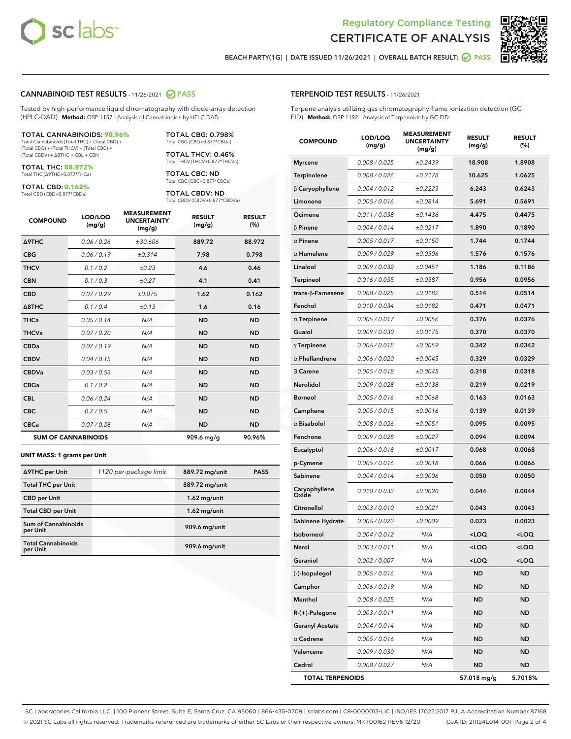## Regulatory Compliance Testing
## CERTIFICATE OF ANALYSIS

BEACH PARTY(1G) | DATE ISSUED 11/26/2021 | OVERALL BATCH RESULT: PASS

### CANNABINOID TEST RESULTS - 11/26/2021 PASS

Tested by high-performance liquid chromatography with diode-array detection (HPLC-DAD). **Method:** QSP 1157 - Analysis of Cannabinoids by HPLC-DAD

**TOTAL CANNABINOIDS: 90.96%**
Total Cannabinoids (Total THC) + (Total CBD) + (Total CBG) + (Total THCV) + (Total CBC) + (Total CBDV) + Δ8THC + CBL + CBN

**TOTAL THC: 88.972%**
Total THC (Δ9THC+0.877*THCa)

**TOTAL CBD: 0.162%**
Total CBD (CBD+0.877*CBDa)

**TOTAL CBG: 0.798%**
Total CBG (CBG+0.877*CBGa)

**TOTAL THCV: 0.46%**
Total THCV (THCV+0.877*THCVa)

**TOTAL CBC: ND**
Total CBC (CBC+0.877*CBCa)

**TOTAL CBDV: ND**
Total CBDV (CBDV+0.877*CBDVa)

| COMPOUND | LOD/LOQ (mg/g) | MEASUREMENT UNCERTAINTY (mg/g) | RESULT (mg/g) | RESULT (%) |
|---|---|---|---|---|
| Δ9THC | 0.06 / 0.26 | ±30.606 | 889.72 | 88.972 |
| CBG | 0.06 / 0.19 | ±0.314 | 7.98 | 0.798 |
| THCV | 0.1 / 0.2 | ±0.23 | 4.6 | 0.46 |
| CBN | 0.1 / 0.3 | ±0.27 | 4.1 | 0.41 |
| CBD | 0.07 / 0.29 | ±0.075 | 1.62 | 0.162 |
| Δ8THC | 0.1 / 0.4 | ±0.13 | 1.6 | 0.16 |
| THCa | 0.05 / 0.14 | N/A | ND | ND |
| THCVa | 0.07 / 0.20 | N/A | ND | ND |
| CBDa | 0.02 / 0.19 | N/A | ND | ND |
| CBDV | 0.04 / 0.15 | N/A | ND | ND |
| CBDVa | 0.03 / 0.53 | N/A | ND | ND |
| CBGa | 0.1 / 0.2 | N/A | ND | ND |
| CBL | 0.06 / 0.24 | N/A | ND | ND |
| CBC | 0.2 / 0.5 | N/A | ND | ND |
| CBCa | 0.07 / 0.28 | N/A | ND | ND |
| **SUM OF CANNABINOIDS** | | | 909.6 mg/g | 90.96% |

**UNIT MASS: 1 grams per Unit**

| | | | |
|---|---|---|---|
| Δ9THC per Unit | 1120 per-package limit | 889.72 mg/unit | PASS |
| Total THC per Unit | | 889.72 mg/unit | |
| CBD per Unit | | 1.62 mg/unit | |
| Total CBD per Unit | | 1.62 mg/unit | |
| Sum of Cannabinoids per Unit | | 909.6 mg/unit | |
| Total Cannabinoids per Unit | | 909.6 mg/unit | |

### TERPENOID TEST RESULTS - 11/26/2021

Terpene analysis utilizing gas chromatography-flame ionization detection (GC-FID). **Method:** QSP 1192 - Analysis of Terpenoids by GC-FID

| COMPOUND | LOD/LOQ (mg/g) | MEASUREMENT UNCERTAINTY (mg/g) | RESULT (mg/g) | RESULT (%) |
|---|---|---|---|---|
| Myrcene | 0.008 / 0.025 | ±0.2439 | 18.908 | 1.8908 |
| Terpinolene | 0.008 / 0.026 | ±0.2178 | 10.625 | 1.0625 |
| β Caryophyllene | 0.004 / 0.012 | ±0.2223 | 6.243 | 0.6243 |
| Limonene | 0.005 / 0.016 | ±0.0814 | 5.691 | 0.5691 |
| Ocimene | 0.011 / 0.038 | ±0.1436 | 4.475 | 0.4475 |
| β Pinene | 0.004 / 0.014 | ±0.0217 | 1.890 | 0.1890 |
| α Pinene | 0.005 / 0.017 | ±0.0150 | 1.744 | 0.1744 |
| α Humulene | 0.009 / 0.029 | ±0.0506 | 1.576 | 0.1576 |
| Linalool | 0.009 / 0.032 | ±0.0451 | 1.186 | 0.1186 |
| Terpineol | 0.016 / 0.055 | ±0.0587 | 0.956 | 0.0956 |
| trans-β-Farnesene | 0.008 / 0.025 | ±0.0182 | 0.514 | 0.0514 |
| Fenchol | 0.010 / 0.034 | ±0.0182 | 0.471 | 0.0471 |
| α Terpinene | 0.005 / 0.017 | ±0.0056 | 0.376 | 0.0376 |
| Guaiol | 0.009 / 0.030 | ±0.0175 | 0.370 | 0.0370 |
| γ Terpinene | 0.006 / 0.018 | ±0.0059 | 0.342 | 0.0342 |
| α Phellandrene | 0.006 / 0.020 | ±0.0045 | 0.329 | 0.0329 |
| 3 Carene | 0.005 / 0.018 | ±0.0045 | 0.318 | 0.0318 |
| Nerolidol | 0.009 / 0.028 | ±0.0138 | 0.219 | 0.0219 |
| Borneol | 0.005 / 0.016 | ±0.0068 | 0.163 | 0.0163 |
| Camphene | 0.005 / 0.015 | ±0.0016 | 0.139 | 0.0139 |
| α Bisabolol | 0.008 / 0.026 | ±0.0051 | 0.095 | 0.0095 |
| Fenchone | 0.009 / 0.028 | ±0.0027 | 0.094 | 0.0094 |
| Eucalyptol | 0.006 / 0.018 | ±0.0017 | 0.068 | 0.0068 |
| p-Cymene | 0.005 / 0.016 | ±0.0018 | 0.066 | 0.0066 |
| Sabinene | 0.004 / 0.014 | ±0.0006 | 0.050 | 0.0050 |
| Caryophyllene Oxide | 0.010 / 0.033 | ±0.0020 | 0.044 | 0.0044 |
| Citronellol | 0.003 / 0.010 | ±0.0021 | 0.043 | 0.0043 |
| Sabinene Hydrate | 0.006 / 0.022 | ±0.0009 | 0.023 | 0.0023 |
| Isoborneol | 0.004 / 0.012 | N/A | <LOQ | <LOQ |
| Nerol | 0.003 / 0.011 | N/A | <LOQ | <LOQ |
| Geraniol | 0.002 / 0.007 | N/A | <LOQ | <LOQ |
| (-)-Isopulegol | 0.005 / 0.016 | N/A | ND | ND |
| Camphor | 0.006 / 0.019 | N/A | ND | ND |
| Menthol | 0.008 / 0.025 | N/A | ND | ND |
| R-(+)-Pulegone | 0.003 / 0.011 | N/A | ND | ND |
| Geranyl Acetate | 0.004 / 0.014 | N/A | ND | ND |
| α Cedrene | 0.005 / 0.016 | N/A | ND | ND |
| Valencene | 0.009 / 0.030 | N/A | ND | ND |
| Cedrol | 0.008 / 0.027 | N/A | ND | ND |
| **TOTAL TERPENOIDS** | | | 57.018 mg/g | 5.7018% |

SC Laboratories California LLC. | 100 Pioneer Street, Suite E, Santa Cruz, CA 95060 | 866-435-0709 | sclabs.com | C8-0000013-LIC | ISO/IES 17025:2017 PJLA Accreditation Number 87168
© 2021 SC Labs all rights reserved. Trademarks referenced are trademarks of either SC Labs or their respective owners. MKT00162 REV6 12/20 CoA ID: 211124L014-001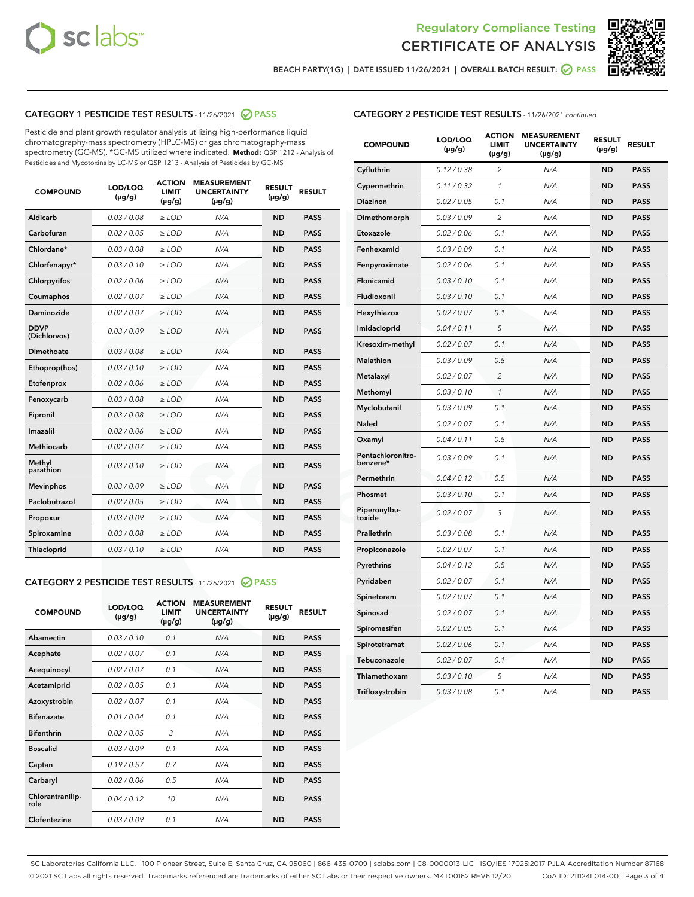Regulatory Compliance Testing
CERTIFICATE OF ANALYSIS

BEACH PARTY(1G) | DATE ISSUED 11/26/2021 | OVERALL BATCH RESULT: PASS

## CATEGORY 1 PESTICIDE TEST RESULTS - 11/26/2021 PASS

Pesticide and plant growth regulator analysis utilizing high-performance liquid chromatography-mass spectrometry (HPLC-MS) or gas chromatography-mass spectrometry (GC-MS). *GC-MS utilized where indicated. **Method:** QSP 1212 - Analysis of Pesticides and Mycotoxins by LC-MS or QSP 1213 - Analysis of Pesticides by GC-MS

| COMPOUND | LOD/LOQ (μg/g) | ACTION LIMIT (μg/g) | MEASUREMENT UNCERTAINTY (μg/g) | RESULT (μg/g) | RESULT |
|---|---|---|---|---|---|
| Aldicarb | 0.03 / 0.08 | ≥ LOD | N/A | ND | PASS |
| Carbofuran | 0.02 / 0.05 | ≥ LOD | N/A | ND | PASS |
| Chlordane* | 0.03 / 0.08 | ≥ LOD | N/A | ND | PASS |
| Chlorfenapyr* | 0.03 / 0.10 | ≥ LOD | N/A | ND | PASS |
| Chlorpyrifos | 0.02 / 0.06 | ≥ LOD | N/A | ND | PASS |
| Coumaphos | 0.02 / 0.07 | ≥ LOD | N/A | ND | PASS |
| Daminozide | 0.02 / 0.07 | ≥ LOD | N/A | ND | PASS |
| DDVP (Dichlorvos) | 0.03 / 0.09 | ≥ LOD | N/A | ND | PASS |
| Dimethoate | 0.03 / 0.08 | ≥ LOD | N/A | ND | PASS |
| Ethoprop(hos) | 0.03 / 0.10 | ≥ LOD | N/A | ND | PASS |
| Etofenprox | 0.02 / 0.06 | ≥ LOD | N/A | ND | PASS |
| Fenoxycarb | 0.03 / 0.08 | ≥ LOD | N/A | ND | PASS |
| Fipronil | 0.03 / 0.08 | ≥ LOD | N/A | ND | PASS |
| Imazalil | 0.02 / 0.06 | ≥ LOD | N/A | ND | PASS |
| Methiocarb | 0.02 / 0.07 | ≥ LOD | N/A | ND | PASS |
| Methyl parathion | 0.03 / 0.10 | ≥ LOD | N/A | ND | PASS |
| Mevinphos | 0.03 / 0.09 | ≥ LOD | N/A | ND | PASS |
| Paclobutrazol | 0.02 / 0.05 | ≥ LOD | N/A | ND | PASS |
| Propoxur | 0.03 / 0.09 | ≥ LOD | N/A | ND | PASS |
| Spiroxamine | 0.03 / 0.08 | ≥ LOD | N/A | ND | PASS |
| Thiacloprid | 0.03 / 0.10 | ≥ LOD | N/A | ND | PASS |

## CATEGORY 2 PESTICIDE TEST RESULTS - 11/26/2021 PASS

| COMPOUND | LOD/LOQ (μg/g) | ACTION LIMIT (μg/g) | MEASUREMENT UNCERTAINTY (μg/g) | RESULT (μg/g) | RESULT |
|---|---|---|---|---|---|
| Abamectin | 0.03 / 0.10 | 0.1 | N/A | ND | PASS |
| Acephate | 0.02 / 0.07 | 0.1 | N/A | ND | PASS |
| Acequinocyl | 0.02 / 0.07 | 0.1 | N/A | ND | PASS |
| Acetamiprid | 0.02 / 0.05 | 0.1 | N/A | ND | PASS |
| Azoxystrobin | 0.02 / 0.07 | 0.1 | N/A | ND | PASS |
| Bifenazate | 0.01 / 0.04 | 0.1 | N/A | ND | PASS |
| Bifenthrin | 0.02 / 0.05 | 3 | N/A | ND | PASS |
| Boscalid | 0.03 / 0.09 | 0.1 | N/A | ND | PASS |
| Captan | 0.19 / 0.57 | 0.7 | N/A | ND | PASS |
| Carbaryl | 0.02 / 0.06 | 0.5 | N/A | ND | PASS |
| Chlorantraniliprole | 0.04 / 0.12 | 10 | N/A | ND | PASS |
| Clofentezine | 0.03 / 0.09 | 0.1 | N/A | ND | PASS |
| Cyfluthrin | 0.12 / 0.38 | 2 | N/A | ND | PASS |
| Cypermethrin | 0.11 / 0.32 | 1 | N/A | ND | PASS |
| Diazinon | 0.02 / 0.05 | 0.1 | N/A | ND | PASS |
| Dimethomorph | 0.03 / 0.09 | 2 | N/A | ND | PASS |
| Etoxazole | 0.02 / 0.06 | 0.1 | N/A | ND | PASS |
| Fenhexamid | 0.03 / 0.09 | 0.1 | N/A | ND | PASS |
| Fenpyroximate | 0.02 / 0.06 | 0.1 | N/A | ND | PASS |
| Flonicamid | 0.03 / 0.10 | 0.1 | N/A | ND | PASS |
| Fludioxonil | 0.03 / 0.10 | 0.1 | N/A | ND | PASS |
| Hexythiazox | 0.02 / 0.07 | 0.1 | N/A | ND | PASS |
| Imidacloprid | 0.04 / 0.11 | 5 | N/A | ND | PASS |
| Kresoxim-methyl | 0.02 / 0.07 | 0.1 | N/A | ND | PASS |
| Malathion | 0.03 / 0.09 | 0.5 | N/A | ND | PASS |
| Metalaxyl | 0.02 / 0.07 | 2 | N/A | ND | PASS |
| Methomyl | 0.03 / 0.10 | 1 | N/A | ND | PASS |
| Myclobutanil | 0.03 / 0.09 | 0.1 | N/A | ND | PASS |
| Naled | 0.02 / 0.07 | 0.1 | N/A | ND | PASS |
| Oxamyl | 0.04 / 0.11 | 0.5 | N/A | ND | PASS |
| Pentachloronitrobenzene* | 0.03 / 0.09 | 0.1 | N/A | ND | PASS |
| Permethrin | 0.04 / 0.12 | 0.5 | N/A | ND | PASS |
| Phosmet | 0.03 / 0.10 | 0.1 | N/A | ND | PASS |
| Piperonylbutoxide | 0.02 / 0.07 | 3 | N/A | ND | PASS |
| Prallethrin | 0.03 / 0.08 | 0.1 | N/A | ND | PASS |
| Propiconazole | 0.02 / 0.07 | 0.1 | N/A | ND | PASS |
| Pyrethrins | 0.04 / 0.12 | 0.5 | N/A | ND | PASS |
| Pyridaben | 0.02 / 0.07 | 0.1 | N/A | ND | PASS |
| Spinetoram | 0.02 / 0.07 | 0.1 | N/A | ND | PASS |
| Spinosad | 0.02 / 0.07 | 0.1 | N/A | ND | PASS |
| Spiromesifen | 0.02 / 0.05 | 0.1 | N/A | ND | PASS |
| Spirotetramat | 0.02 / 0.06 | 0.1 | N/A | ND | PASS |
| Tebuconazole | 0.02 / 0.07 | 0.1 | N/A | ND | PASS |
| Thiamethoxam | 0.03 / 0.10 | 5 | N/A | ND | PASS |
| Trifloxystrobin | 0.03 / 0.08 | 0.1 | N/A | ND | PASS |

SC Laboratories California LLC. | 100 Pioneer Street, Suite E, Santa Cruz, CA 95060 | 866-435-0709 | sclabs.com | C8-0000013-LIC | ISO/IES 17025:2017 PJLA Accreditation Number 87168
© 2021 SC Labs all rights reserved. Trademarks referenced are trademarks of either SC Labs or their respective owners. MKT00162 REV6 12/20 CoA ID: 211124L014-001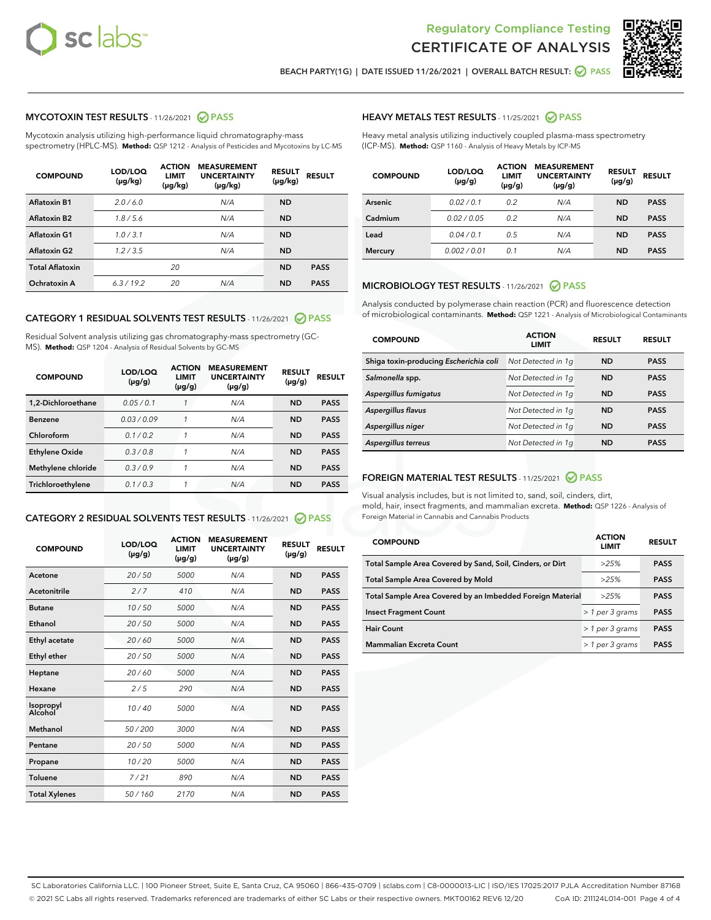Regulatory Compliance Testing

# CERTIFICATE OF ANALYSIS

BEACH PARTY(1G) | DATE ISSUED 11/26/2021 | OVERALL BATCH RESULT: PASS

## MYCOTOXIN TEST RESULTS - 11/26/2021 PASS

Mycotoxin analysis utilizing high-performance liquid chromatography-mass spectrometry (HPLC-MS). **Method:** QSP 1212 - Analysis of Pesticides and Mycotoxins by LC-MS

| COMPOUND | LOD/LOQ (μg/kg) | ACTION LIMIT (μg/kg) | MEASUREMENT UNCERTAINTY (μg/kg) | RESULT (μg/kg) | RESULT |
|---|---|---|---|---|---|
| Aflatoxin B1 | 2.0 / 6.0 | | N/A | ND | |
| Aflatoxin B2 | 1.8 / 5.6 | | N/A | ND | |
| Aflatoxin G1 | 1.0 / 3.1 | | N/A | ND | |
| Aflatoxin G2 | 1.2 / 3.5 | | N/A | ND | |
| Total Aflatoxin | | 20 | | ND | PASS |
| Ochratoxin A | 6.3 / 19.2 | 20 | N/A | ND | PASS |

## CATEGORY 1 RESIDUAL SOLVENTS TEST RESULTS - 11/26/2021 PASS

Residual Solvent analysis utilizing gas chromatography-mass spectrometry (GC-MS). **Method:** QSP 1204 - Analysis of Residual Solvents by GC-MS

| COMPOUND | LOD/LOQ (μg/g) | ACTION LIMIT (μg/g) | MEASUREMENT UNCERTAINTY (μg/g) | RESULT (μg/g) | RESULT |
|---|---|---|---|---|---|
| 1,2-Dichloroethane | 0.05 / 0.1 | 1 | N/A | ND | PASS |
| Benzene | 0.03 / 0.09 | 1 | N/A | ND | PASS |
| Chloroform | 0.1 / 0.2 | 1 | N/A | ND | PASS |
| Ethylene Oxide | 0.3 / 0.8 | 1 | N/A | ND | PASS |
| Methylene chloride | 0.3 / 0.9 | 1 | N/A | ND | PASS |
| Trichloroethylene | 0.1 / 0.3 | 1 | N/A | ND | PASS |

## CATEGORY 2 RESIDUAL SOLVENTS TEST RESULTS - 11/26/2021 PASS

| COMPOUND | LOD/LOQ (μg/g) | ACTION LIMIT (μg/g) | MEASUREMENT UNCERTAINTY (μg/g) | RESULT (μg/g) | RESULT |
|---|---|---|---|---|---|
| Acetone | 20 / 50 | 5000 | N/A | ND | PASS |
| Acetonitrile | 2 / 7 | 410 | N/A | ND | PASS |
| Butane | 10 / 50 | 5000 | N/A | ND | PASS |
| Ethanol | 20 / 50 | 5000 | N/A | ND | PASS |
| Ethyl acetate | 20 / 60 | 5000 | N/A | ND | PASS |
| Ethyl ether | 20 / 50 | 5000 | N/A | ND | PASS |
| Heptane | 20 / 60 | 5000 | N/A | ND | PASS |
| Hexane | 2 / 5 | 290 | N/A | ND | PASS |
| Isopropyl Alcohol | 10 / 40 | 5000 | N/A | ND | PASS |
| Methanol | 50 / 200 | 3000 | N/A | ND | PASS |
| Pentane | 20 / 50 | 5000 | N/A | ND | PASS |
| Propane | 10 / 20 | 5000 | N/A | ND | PASS |
| Toluene | 7 / 21 | 890 | N/A | ND | PASS |
| Total Xylenes | 50 / 160 | 2170 | N/A | ND | PASS |

## HEAVY METALS TEST RESULTS - 11/25/2021 PASS

Heavy metal analysis utilizing inductively coupled plasma-mass spectrometry (ICP-MS). **Method:** QSP 1160 - Analysis of Heavy Metals by ICP-MS

| COMPOUND | LOD/LOQ (μg/g) | ACTION LIMIT (μg/g) | MEASUREMENT UNCERTAINTY (μg/g) | RESULT (μg/g) | RESULT |
|---|---|---|---|---|---|
| Arsenic | 0.02 / 0.1 | 0.2 | N/A | ND | PASS |
| Cadmium | 0.02 / 0.05 | 0.2 | N/A | ND | PASS |
| Lead | 0.04 / 0.1 | 0.5 | N/A | ND | PASS |
| Mercury | 0.002 / 0.01 | 0.1 | N/A | ND | PASS |

## MICROBIOLOGY TEST RESULTS - 11/26/2021 PASS

Analysis conducted by polymerase chain reaction (PCR) and fluorescence detection of microbiological contaminants. **Method:** QSP 1221 - Analysis of Microbiological Contaminants

| COMPOUND | ACTION LIMIT | RESULT | RESULT |
|---|---|---|---|
| Shiga toxin-producing *Escherichia coli* | Not Detected in 1g | ND | PASS |
| *Salmonella* spp. | Not Detected in 1g | ND | PASS |
| *Aspergillus fumigatus* | Not Detected in 1g | ND | PASS |
| *Aspergillus flavus* | Not Detected in 1g | ND | PASS |
| *Aspergillus niger* | Not Detected in 1g | ND | PASS |
| *Aspergillus terreus* | Not Detected in 1g | ND | PASS |

## FOREIGN MATERIAL TEST RESULTS - 11/25/2021 PASS

Visual analysis includes, but is not limited to, sand, soil, cinders, dirt, mold, hair, insect fragments, and mammalian excreta. **Method:** QSP 1226 - Analysis of Foreign Material in Cannabis and Cannabis Products

| COMPOUND | ACTION LIMIT | RESULT |
|---|---|---|
| Total Sample Area Covered by Sand, Soil, Cinders, or Dirt | >25% | PASS |
| Total Sample Area Covered by Mold | >25% | PASS |
| Total Sample Area Covered by an Imbedded Foreign Material | >25% | PASS |
| Insect Fragment Count | > 1 per 3 grams | PASS |
| Hair Count | > 1 per 3 grams | PASS |
| Mammalian Excreta Count | > 1 per 3 grams | PASS |

SC Laboratories California LLC. | 100 Pioneer Street, Suite E, Santa Cruz, CA 95060 | 866-435-0709 | sclabs.com | C8-0000013-LIC | ISO/IES 17025:2017 PJLA Accreditation Number 87168
© 2021 SC Labs all rights reserved. Trademarks referenced are trademarks of either SC Labs or their respective owners. MKT00162 REV6 12/20 CoA ID: 211124L014-001